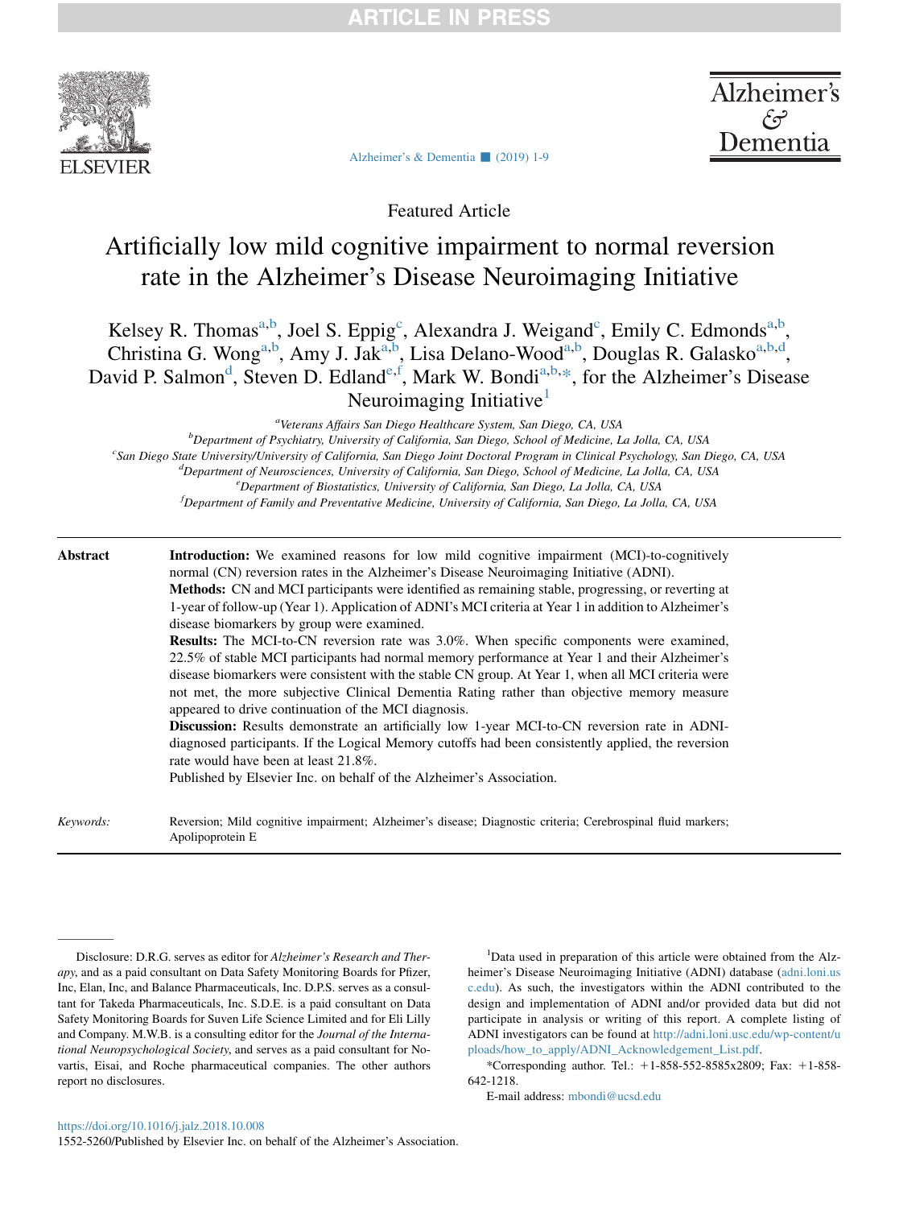Featured Article

# Artificially low mild cognitive impairment to normal reversion rate in the Alzheimer's Disease Neuroimaging Initiative

Kelsey R. Thomas[a,b], Joel S. Eppig[c], Alexandra J. Weigand[c], Emily C. Edmonds[a,b], Christina G. Wong[a,b], Amy J. Jak[a,b], Lisa Delano-Wood[a,b], Douglas R. Galasko[a,b,d], David P. Salmon[d], Steven D. Edland[e,f], Mark W. Bondi[a,b,*], for the Alzheimer's Disease Neuroimaging Initiative[1]

[a]*Veterans Affairs San Diego Healthcare System, San Diego, CA, USA*
[b]*Department of Psychiatry, University of California, San Diego, School of Medicine, La Jolla, CA, USA*
[c]*San Diego State University/University of California, San Diego Joint Doctoral Program in Clinical Psychology, San Diego, CA, USA*
[d]*Department of Neurosciences, University of California, San Diego, School of Medicine, La Jolla, CA, USA*
[e]*Department of Biostatistics, University of California, San Diego, La Jolla, CA, USA*
[f]*Department of Family and Preventative Medicine, University of California, San Diego, La Jolla, CA, USA*

**Abstract**

**Introduction:** We examined reasons for low mild cognitive impairment (MCI)-to-cognitively normal (CN) reversion rates in the Alzheimer's Disease Neuroimaging Initiative (ADNI).

**Methods:** CN and MCI participants were identified as remaining stable, progressing, or reverting at 1-year of follow-up (Year 1). Application of ADNI's MCI criteria at Year 1 in addition to Alzheimer's disease biomarkers by group were examined.

**Results:** The MCI-to-CN reversion rate was 3.0%. When specific components were examined, 22.5% of stable MCI participants had normal memory performance at Year 1 and their Alzheimer's disease biomarkers were consistent with the stable CN group. At Year 1, when all MCI criteria were not met, the more subjective Clinical Dementia Rating rather than objective memory measure appeared to drive continuation of the MCI diagnosis.

**Discussion:** Results demonstrate an artificially low 1-year MCI-to-CN reversion rate in ADNI-diagnosed participants. If the Logical Memory cutoffs had been consistently applied, the reversion rate would have been at least 21.8%.

Published by Elsevier Inc. on behalf of the Alzheimer's Association.

*Keywords:* Reversion; Mild cognitive impairment; Alzheimer's disease; Diagnostic criteria; Cerebrospinal fluid markers; Apolipoprotein E

---

Disclosure: D.R.G. serves as editor for *Alzheimer's Research and Therapy*, and as a paid consultant on Data Safety Monitoring Boards for Pfizer, Inc, Elan, Inc, and Balance Pharmaceuticals, Inc. D.P.S. serves as a consultant for Takeda Pharmaceuticals, Inc. S.D.E. is a paid consultant on Data Safety Monitoring Boards for Suven Life Science Limited and for Eli Lilly and Company. M.W.B. is a consulting editor for the *Journal of the International Neuropsychological Society*, and serves as a paid consultant for Novartis, Eisai, and Roche pharmaceutical companies. The other authors report no disclosures.

[1]Data used in preparation of this article were obtained from the Alzheimer's Disease Neuroimaging Initiative (ADNI) database (adni.loni.usc.edu). As such, the investigators within the ADNI contributed to the design and implementation of ADNI and/or provided data but did not participate in analysis or writing of this report. A complete listing of ADNI investigators can be found at http://adni.loni.usc.edu/wp-content/uploads/how_to_apply/ADNI_Acknowledgement_List.pdf.

*Corresponding author. Tel.: +1-858-552-8585x2809; Fax: +1-858-642-1218.

E-mail address: mbondi@ucsd.edu

https://doi.org/10.1016/j.jalz.2018.10.008
1552-5260/Published by Elsevier Inc. on behalf of the Alzheimer's Association.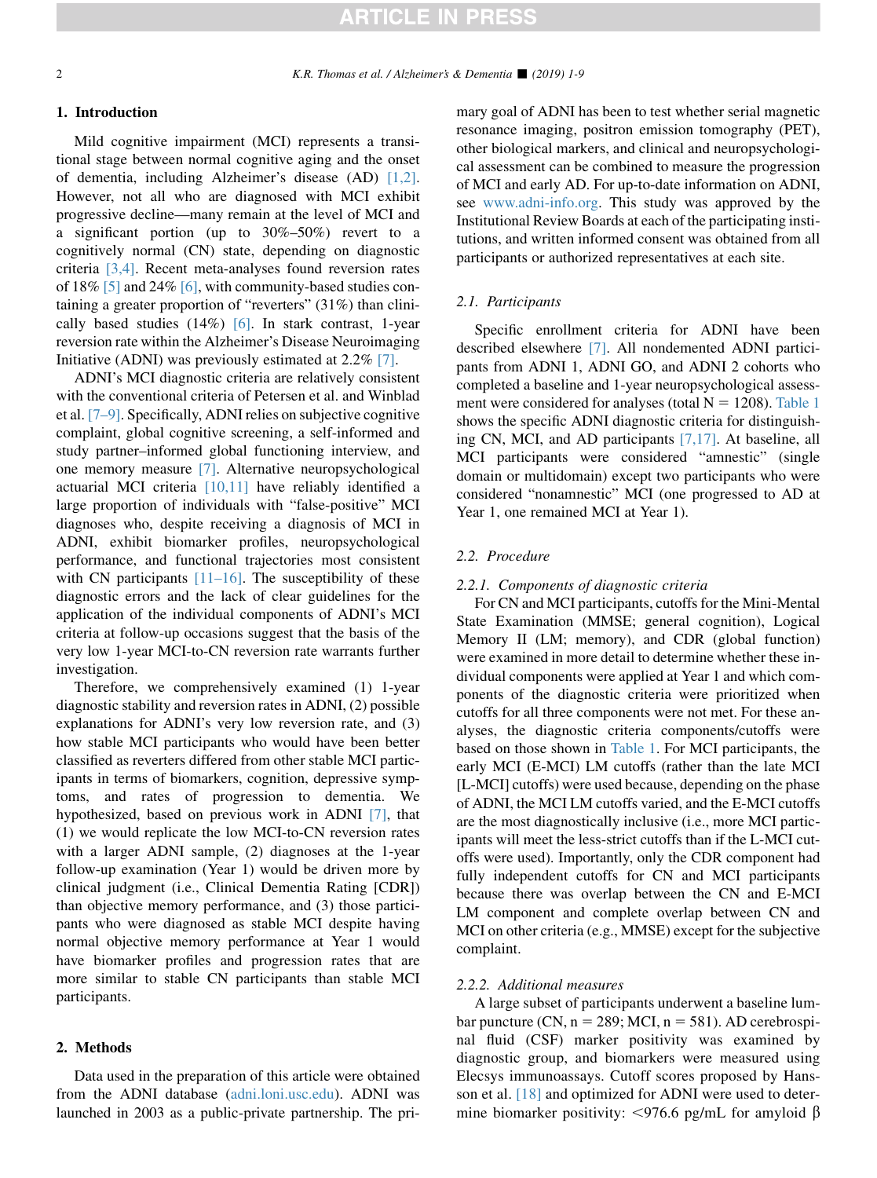## 1. Introduction

Mild cognitive impairment (MCI) represents a transitional stage between normal cognitive aging and the onset of dementia, including Alzheimer's disease (AD) [1,2]. However, not all who are diagnosed with MCI exhibit progressive decline—many remain at the level of MCI and a significant portion (up to 30%–50%) revert to a cognitively normal (CN) state, depending on diagnostic criteria [3,4]. Recent meta-analyses found reversion rates of 18% [5] and 24% [6], with community-based studies containing a greater proportion of "reverters" (31%) than clinically based studies (14%) [6]. In stark contrast, 1-year reversion rate within the Alzheimer's Disease Neuroimaging Initiative (ADNI) was previously estimated at 2.2% [7].

ADNI's MCI diagnostic criteria are relatively consistent with the conventional criteria of Petersen et al. and Winblad et al. [7–9]. Specifically, ADNI relies on subjective cognitive complaint, global cognitive screening, a self-informed and study partner–informed global functioning interview, and one memory measure [7]. Alternative neuropsychological actuarial MCI criteria [10,11] have reliably identified a large proportion of individuals with "false-positive" MCI diagnoses who, despite receiving a diagnosis of MCI in ADNI, exhibit biomarker profiles, neuropsychological performance, and functional trajectories most consistent with CN participants [11–16]. The susceptibility of these diagnostic errors and the lack of clear guidelines for the application of the individual components of ADNI's MCI criteria at follow-up occasions suggest that the basis of the very low 1-year MCI-to-CN reversion rate warrants further investigation.

Therefore, we comprehensively examined (1) 1-year diagnostic stability and reversion rates in ADNI, (2) possible explanations for ADNI's very low reversion rate, and (3) how stable MCI participants who would have been better classified as reverters differed from other stable MCI participants in terms of biomarkers, cognition, depressive symptoms, and rates of progression to dementia. We hypothesized, based on previous work in ADNI [7], that (1) we would replicate the low MCI-to-CN reversion rates with a larger ADNI sample, (2) diagnoses at the 1-year follow-up examination (Year 1) would be driven more by clinical judgment (i.e., Clinical Dementia Rating [CDR]) than objective memory performance, and (3) those participants who were diagnosed as stable MCI despite having normal objective memory performance at Year 1 would have biomarker profiles and progression rates that are more similar to stable CN participants than stable MCI participants.

## 2. Methods

Data used in the preparation of this article were obtained from the ADNI database (adni.loni.usc.edu). ADNI was launched in 2003 as a public-private partnership. The primary goal of ADNI has been to test whether serial magnetic resonance imaging, positron emission tomography (PET), other biological markers, and clinical and neuropsychological assessment can be combined to measure the progression of MCI and early AD. For up-to-date information on ADNI, see www.adni-info.org. This study was approved by the Institutional Review Boards at each of the participating institutions, and written informed consent was obtained from all participants or authorized representatives at each site.

### 2.1. Participants

Specific enrollment criteria for ADNI have been described elsewhere [7]. All nondemented ADNI participants from ADNI 1, ADNI GO, and ADNI 2 cohorts who completed a baseline and 1-year neuropsychological assessment were considered for analyses (total N = 1208). Table 1 shows the specific ADNI diagnostic criteria for distinguishing CN, MCI, and AD participants [7,17]. At baseline, all MCI participants were considered "amnestic" (single domain or multidomain) except two participants who were considered "nonamnestic" MCI (one progressed to AD at Year 1, one remained MCI at Year 1).

### 2.2. Procedure

#### 2.2.1. Components of diagnostic criteria

For CN and MCI participants, cutoffs for the Mini-Mental State Examination (MMSE; general cognition), Logical Memory II (LM; memory), and CDR (global function) were examined in more detail to determine whether these individual components were applied at Year 1 and which components of the diagnostic criteria were prioritized when cutoffs for all three components were not met. For these analyses, the diagnostic criteria components/cutoffs were based on those shown in Table 1. For MCI participants, the early MCI (E-MCI) LM cutoffs (rather than the late MCI [L-MCI] cutoffs) were used because, depending on the phase of ADNI, the MCI LM cutoffs varied, and the E-MCI cutoffs are the most diagnostically inclusive (i.e., more MCI participants will meet the less-strict cutoffs than if the L-MCI cutoffs were used). Importantly, only the CDR component had fully independent cutoffs for CN and MCI participants because there was overlap between the CN and E-MCI LM component and complete overlap between CN and MCI on other criteria (e.g., MMSE) except for the subjective complaint.

#### 2.2.2. Additional measures

A large subset of participants underwent a baseline lumbar puncture (CN, n = 289; MCI, n = 581). AD cerebrospinal fluid (CSF) marker positivity was examined by diagnostic group, and biomarkers were measured using Elecsys immunoassays. Cutoff scores proposed by Hansson et al. [18] and optimized for ADNI were used to determine biomarker positivity: <976.6 pg/mL for amyloid β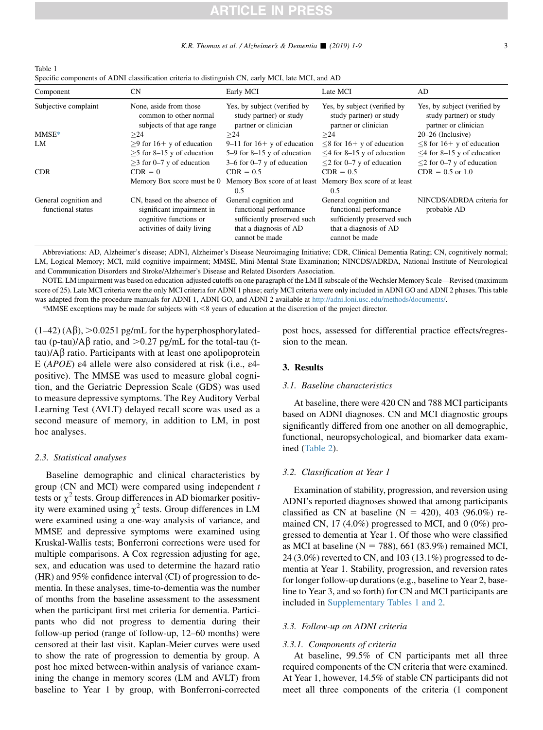Table 1
Specific components of ADNI classification criteria to distinguish CN, early MCI, late MCI, and AD

| Component | CN | Early MCI | Late MCI | AD |
|---|---|---|---|---|
| Subjective complaint | None, aside from those common to other normal subjects of that age range | Yes, by subject (verified by study partner) or study partner or clinician | Yes, by subject (verified by study partner) or study partner or clinician | Yes, by subject (verified by study partner) or study partner or clinician |
| MMSE* | ≥24 | ≥24 | ≥24 | 20–26 (Inclusive) |
| LM | ≥9 for 16+ y of education<br>≥5 for 8–15 y of education<br>≥3 for 0–7 y of education | 9–11 for 16+ y of education<br>5–9 for 8–15 y of education<br>3–6 for 0–7 y of education | ≤8 for 16+ y of education<br>≤4 for 8–15 y of education<br>≤2 for 0–7 y of education | ≤8 for 16+ y of education<br>≤4 for 8–15 y of education<br>≤2 for 0–7 y of education |
| CDR | CDR = 0<br>Memory Box score must be 0 | CDR = 0.5<br>Memory Box score of at least 0.5 | CDR = 0.5<br>Memory Box score of at least 0.5 | CDR = 0.5 or 1.0 |
| General cognition and functional status | CN, based on the absence of significant impairment in cognitive functions or activities of daily living | General cognition and functional performance sufficiently preserved such that a diagnosis of AD cannot be made | General cognition and functional performance sufficiently preserved such that a diagnosis of AD cannot be made | NINCDS/ADRDA criteria for probable AD |

Abbreviations: AD, Alzheimer's disease; ADNI, Alzheimer's Disease Neuroimaging Initiative; CDR, Clinical Dementia Rating; CN, cognitively normal; LM, Logical Memory; MCI, mild cognitive impairment; MMSE, Mini-Mental State Examination; NINCDS/ADRDA, National Institute of Neurological and Communication Disorders and Stroke/Alzheimer's Disease and Related Disorders Association.

NOTE. LM impairment was based on education-adjusted cutoffs on one paragraph of the LM II subscale of the Wechsler Memory Scale—Revised (maximum score of 25). Late MCI criteria were the only MCI criteria for ADNI 1 phase; early MCI criteria were only included in ADNI GO and ADNI 2 phases. This table was adapted from the procedure manuals for ADNI 1, ADNI GO, and ADNI 2 available at http://adni.loni.usc.edu/methods/documents/.

*MMSE exceptions may be made for subjects with <8 years of education at the discretion of the project director.

(1–42) (Aβ), >0.0251 pg/mL for the hyperphosphorylated-tau (p-tau)/Aβ ratio, and >0.27 pg/mL for the total-tau (t-tau)/Aβ ratio. Participants with at least one apolipoprotein E (*APOE*) ε4 allele were also considered at risk (i.e., ε4-positive). The MMSE was used to measure global cognition, and the Geriatric Depression Scale (GDS) was used to measure depressive symptoms. The Rey Auditory Verbal Learning Test (AVLT) delayed recall score was used as a second measure of memory, in addition to LM, in post hoc analyses.

### 2.3. Statistical analyses

Baseline demographic and clinical characteristics by group (CN and MCI) were compared using independent *t* tests or $\chi^2$ tests. Group differences in AD biomarker positivity were examined using $\chi^2$ tests. Group differences in LM were examined using a one-way analysis of variance, and MMSE and depressive symptoms were examined using Kruskal-Wallis tests; Bonferroni corrections were used for multiple comparisons. A Cox regression adjusting for age, sex, and education was used to determine the hazard ratio (HR) and 95% confidence interval (CI) of progression to dementia. In these analyses, time-to-dementia was the number of months from the baseline assessment to the assessment when the participant first met criteria for dementia. Participants who did not progress to dementia during their follow-up period (range of follow-up, 12–60 months) were censored at their last visit. Kaplan-Meier curves were used to show the rate of progression to dementia by group. A post hoc mixed between-within analysis of variance examining the change in memory scores (LM and AVLT) from baseline to Year 1 by group, with Bonferroni-corrected post hocs, assessed for differential practice effects/regression to the mean.

## 3. Results

### 3.1. Baseline characteristics

At baseline, there were 420 CN and 788 MCI participants based on ADNI diagnoses. CN and MCI diagnostic groups significantly differed from one another on all demographic, functional, neuropsychological, and biomarker data examined (Table 2).

### 3.2. Classification at Year 1

Examination of stability, progression, and reversion using ADNI's reported diagnoses showed that among participants classified as CN at baseline (N = 420), 403 (96.0%) remained CN, 17 (4.0%) progressed to MCI, and 0 (0%) progressed to dementia at Year 1. Of those who were classified as MCI at baseline (N = 788), 661 (83.9%) remained MCI, 24 (3.0%) reverted to CN, and 103 (13.1%) progressed to dementia at Year 1. Stability, progression, and reversion rates for longer follow-up durations (e.g., baseline to Year 2, baseline to Year 3, and so forth) for CN and MCI participants are included in Supplementary Tables 1 and 2.

### 3.3. Follow-up on ADNI criteria

#### 3.3.1. Components of criteria

At baseline, 99.5% of CN participants met all three required components of the CN criteria that were examined. At Year 1, however, 14.5% of stable CN participants did not meet all three components of the criteria (1 component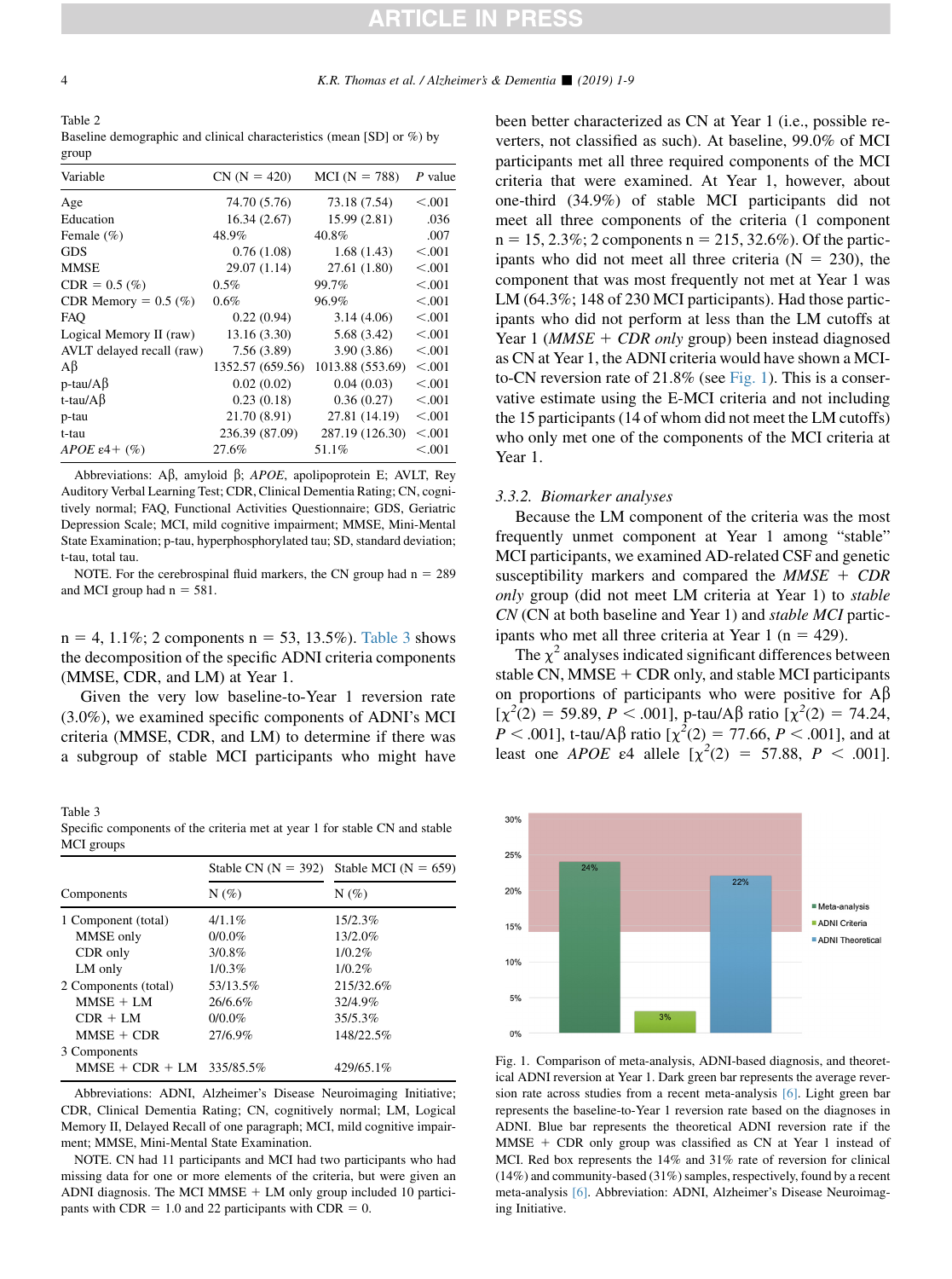Table 2
Baseline demographic and clinical characteristics (mean [SD] or %) by group

| Variable | CN (N = 420) | MCI (N = 788) | *P* value |
|---|---|---|---|
| Age | 74.70 (5.76) | 73.18 (7.54) | <.001 |
| Education | 16.34 (2.67) | 15.99 (2.81) | .036 |
| Female (%) | 48.9% | 40.8% | .007 |
| GDS | 0.76 (1.08) | 1.68 (1.43) | <.001 |
| MMSE | 29.07 (1.14) | 27.61 (1.80) | <.001 |
| CDR = 0.5 (%) | 0.5% | 99.7% | <.001 |
| CDR Memory = 0.5 (%) | 0.6% | 96.9% | <.001 |
| FAQ | 0.22 (0.94) | 3.14 (4.06) | <.001 |
| Logical Memory II (raw) | 13.16 (3.30) | 5.68 (3.42) | <.001 |
| AVLT delayed recall (raw) | 7.56 (3.89) | 3.90 (3.86) | <.001 |
| Aβ | 1352.57 (659.56) | 1013.88 (553.69) | <.001 |
| p-tau/Aβ | 0.02 (0.02) | 0.04 (0.03) | <.001 |
| t-tau/Aβ | 0.23 (0.18) | 0.36 (0.27) | <.001 |
| p-tau | 21.70 (8.91) | 27.81 (14.19) | <.001 |
| t-tau | 236.39 (87.09) | 287.19 (126.30) | <.001 |
| *APOE* ε4+ (%) | 27.6% | 51.1% | <.001 |

Abbreviations: Aβ, amyloid β; *APOE*, apolipoprotein E; AVLT, Rey Auditory Verbal Learning Test; CDR, Clinical Dementia Rating; CN, cognitively normal; FAQ, Functional Activities Questionnaire; GDS, Geriatric Depression Scale; MCI, mild cognitive impairment; MMSE, Mini-Mental State Examination; p-tau, hyperphosphorylated tau; SD, standard deviation; t-tau, total tau.

NOTE. For the cerebrospinal fluid markers, the CN group had n = 289 and MCI group had n = 581.

n = 4, 1.1%; 2 components n = 53, 13.5%). Table 3 shows the decomposition of the specific ADNI criteria components (MMSE, CDR, and LM) at Year 1.

Given the very low baseline-to-Year 1 reversion rate (3.0%), we examined specific components of ADNI's MCI criteria (MMSE, CDR, and LM) to determine if there was a subgroup of stable MCI participants who might have been better characterized as CN at Year 1 (i.e., possible reverters, not classified as such). At baseline, 99.0% of MCI participants met all three required components of the MCI criteria that were examined. At Year 1, however, about one-third (34.9%) of stable MCI participants did not meet all three components of the criteria (1 component n = 15, 2.3%; 2 components n = 215, 32.6%). Of the participants who did not meet all three criteria (N = 230), the component that was most frequently not met at Year 1 was LM (64.3%; 148 of 230 MCI participants). Had those participants who did not perform at less than the LM cutoffs at Year 1 (*MMSE + CDR only* group) been instead diagnosed as CN at Year 1, the ADNI criteria would have shown a MCI-to-CN reversion rate of 21.8% (see Fig. 1). This is a conservative estimate using the E-MCI criteria and not including the 15 participants (14 of whom did not meet the LM cutoffs) who only met one of the components of the MCI criteria at Year 1.

Table 3
Specific components of the criteria met at year 1 for stable CN and stable MCI groups

| Components | Stable CN (N = 392) N (%) | Stable MCI (N = 659) N (%) |
|---|---|---|
| 1 Component (total) | 4/1.1% | 15/2.3% |
| MMSE only | 0/0.0% | 13/2.0% |
| CDR only | 3/0.8% | 1/0.2% |
| LM only | 1/0.3% | 1/0.2% |
| 2 Components (total) | 53/13.5% | 215/32.6% |
| MMSE + LM | 26/6.6% | 32/4.9% |
| CDR + LM | 0/0.0% | 35/5.3% |
| MMSE + CDR | 27/6.9% | 148/22.5% |
| 3 Components | | |
| MMSE + CDR + LM | 335/85.5% | 429/65.1% |

Abbreviations: ADNI, Alzheimer's Disease Neuroimaging Initiative; CDR, Clinical Dementia Rating; CN, cognitively normal; LM, Logical Memory II, Delayed Recall of one paragraph; MCI, mild cognitive impairment; MMSE, Mini-Mental State Examination.

NOTE. CN had 11 participants and MCI had two participants who had missing data for one or more elements of the criteria, but were given an ADNI diagnosis. The MCI MMSE + LM only group included 10 participants with CDR = 1.0 and 22 participants with CDR = 0.

### 3.3.2. Biomarker analyses

Because the LM component of the criteria was the most frequently unmet component at Year 1 among "stable" MCI participants, we examined AD-related CSF and genetic susceptibility markers and compared the *MMSE + CDR only* group (did not meet LM criteria at Year 1) to *stable CN* (CN at both baseline and Year 1) and *stable MCI* participants who met all three criteria at Year 1 (n = 429).

The $\chi^2$ analyses indicated significant differences between stable CN, MMSE + CDR only, and stable MCI participants on proportions of participants who were positive for Aβ [$\chi^2(2) = 59.89$, $P < .001$], p-tau/Aβ ratio [$\chi^2(2) = 74.24$, $P < .001$], t-tau/Aβ ratio [$\chi^2(2) = 77.66$, $P < .001$], and at least one *APOE* ε4 allele [$\chi^2(2) = 57.88$, $P < .001$].

Fig. 1. Comparison of meta-analysis, ADNI-based diagnosis, and theoretical ADNI reversion at Year 1. Dark green bar represents the average reversion rate across studies from a recent meta-analysis [6]. Light green bar represents the baseline-to-Year 1 reversion rate based on the diagnoses in ADNI. Blue bar represents the theoretical ADNI reversion rate if the MMSE + CDR only group was classified as CN at Year 1 instead of MCI. Red box represents the 14% and 31% rate of reversion for clinical (14%) and community-based (31%) samples, respectively, found by a recent meta-analysis [6]. Abbreviation: ADNI, Alzheimer's Disease Neuroimaging Initiative.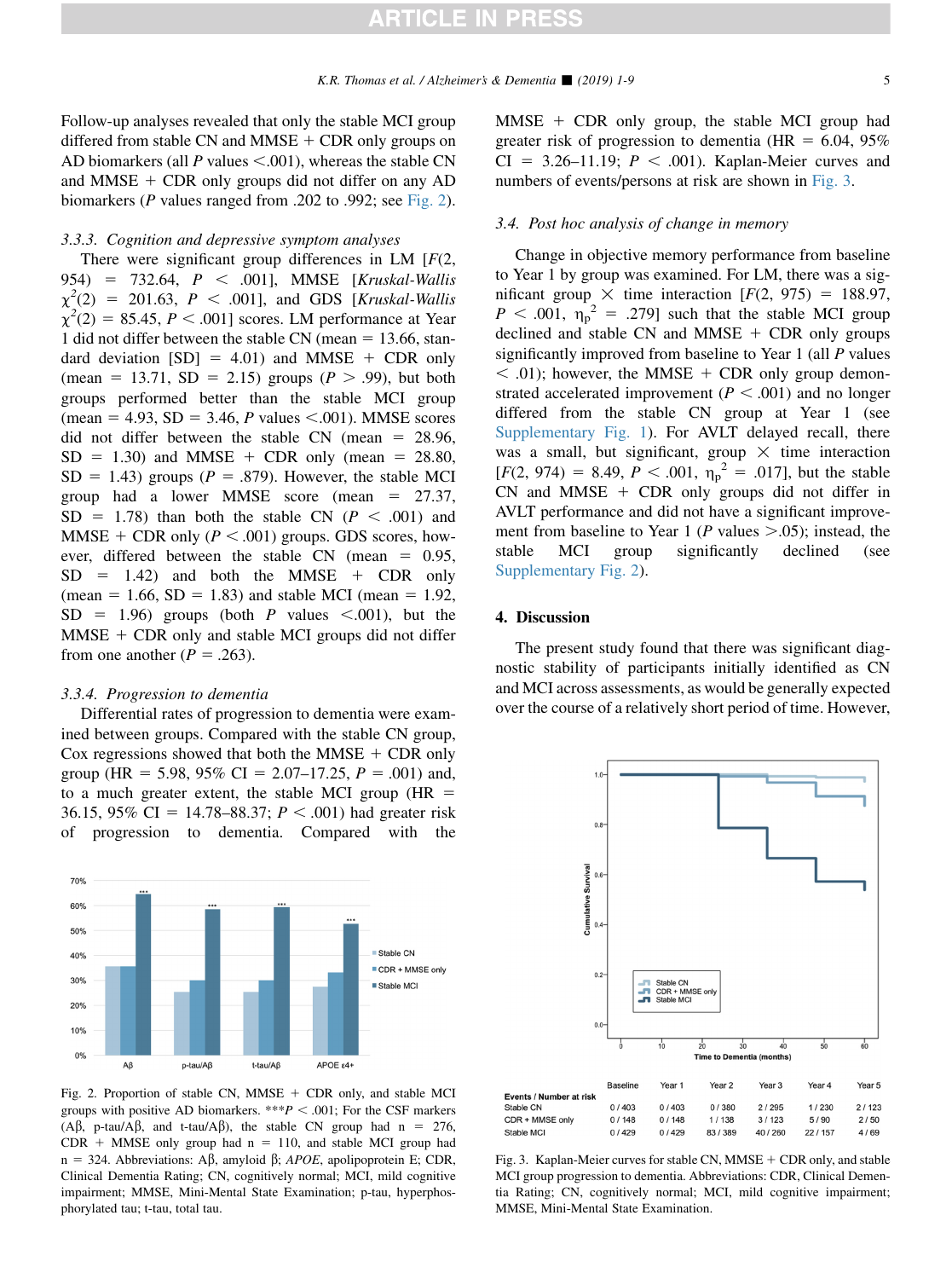Follow-up analyses revealed that only the stable MCI group differed from stable CN and MMSE + CDR only groups on AD biomarkers (all $P$ values <.001), whereas the stable CN and MMSE + CDR only groups did not differ on any AD biomarkers ($P$ values ranged from .202 to .992; see Fig. 2).

### 3.3.3. Cognition and depressive symptom analyses

There were significant group differences in LM [$F(2, 954) = 732.64$, $P < .001$], MMSE [Kruskal-Wallis $\chi^2(2) = 201.63$, $P < .001$], and GDS [Kruskal-Wallis $\chi^2(2) = 85.45$, $P < .001$] scores. LM performance at Year 1 did not differ between the stable CN (mean = 13.66, standard deviation [SD] = 4.01) and MMSE + CDR only (mean = 13.71, SD = 2.15) groups ($P > .99$), but both groups performed better than the stable MCI group (mean = 4.93, SD = 3.46, $P$ values <.001). MMSE scores did not differ between the stable CN (mean = 28.96, SD = 1.30) and MMSE + CDR only (mean = 28.80, SD = 1.43) groups ($P = .879$). However, the stable MCI group had a lower MMSE score (mean = 27.37, SD = 1.78) than both the stable CN ($P < .001$) and MMSE + CDR only ($P < .001$) groups. GDS scores, however, differed between the stable CN (mean = 0.95, SD = 1.42) and both the MMSE + CDR only (mean = 1.66, SD = 1.83) and stable MCI (mean = 1.92, SD = 1.96) groups (both $P$ values <.001), but the MMSE + CDR only and stable MCI groups did not differ from one another ($P = .263$).

### 3.3.4. Progression to dementia

Differential rates of progression to dementia were examined between groups. Compared with the stable CN group, Cox regressions showed that both the MMSE + CDR only group (HR = 5.98, 95% CI = 2.07–17.25, $P = .001$) and, to a much greater extent, the stable MCI group (HR = 36.15, 95% CI = 14.78–88.37; $P < .001$) had greater risk of progression to dementia. Compared with the MMSE + CDR only group, the stable MCI group had greater risk of progression to dementia (HR = 6.04, 95% CI = 3.26–11.19; $P < .001$). Kaplan-Meier curves and numbers of events/persons at risk are shown in Fig. 3.

Fig. 2. Proportion of stable CN, MMSE + CDR only, and stable MCI groups with positive AD biomarkers. ***$P < .001$; For the CSF markers (Aβ, p-tau/Aβ, and t-tau/Aβ), the stable CN group had n = 276, CDR + MMSE only group had n = 110, and stable MCI group had n = 324. Abbreviations: Aβ, amyloid β; *APOE*, apolipoprotein E; CDR, Clinical Dementia Rating; CN, cognitively normal; MCI, mild cognitive impairment; MMSE, Mini-Mental State Examination; p-tau, hyperphosphorylated tau; t-tau, total tau.

## 3.4. Post hoc analysis of change in memory

Change in objective memory performance from baseline to Year 1 by group was examined. For LM, there was a significant group × time interaction [$F(2, 975) = 188.97$, $P < .001$, $\eta_p^2 = .279$] such that the stable MCI group declined and stable CN and MMSE + CDR only groups significantly improved from baseline to Year 1 (all $P$ values < .01); however, the MMSE + CDR only group demonstrated accelerated improvement ($P < .001$) and no longer differed from the stable CN group at Year 1 (see Supplementary Fig. 1). For AVLT delayed recall, there was a small, but significant, group × time interaction [$F(2, 974) = 8.49$, $P < .001$, $\eta_p^2 = .017$], but the stable CN and MMSE + CDR only groups did not differ in AVLT performance and did not have a significant improvement from baseline to Year 1 ($P$ values >.05); instead, the stable MCI group significantly declined (see Supplementary Fig. 2).

# 4. Discussion

The present study found that there was significant diagnostic stability of participants initially identified as CN and MCI across assessments, as would be generally expected over the course of a relatively short period of time. However,

| Events / Number at risk | Baseline | Year 1 | Year 2 | Year 3 | Year 4 | Year 5 |
|---|---|---|---|---|---|---|
| Stable CN | 0 / 403 | 0 / 403 | 0 / 380 | 2 / 295 | 1 / 230 | 2 / 123 |
| CDR + MMSE only | 0 / 148 | 0 / 148 | 1 / 138 | 3 / 123 | 5 / 90 | 2 / 50 |
| Stable MCI | 0 / 429 | 0 / 429 | 83 / 389 | 40 / 260 | 22 / 157 | 4 / 69 |

Fig. 3. Kaplan-Meier curves for stable CN, MMSE + CDR only, and stable MCI group progression to dementia. Abbreviations: CDR, Clinical Dementia Rating; CN, cognitively normal; MCI, mild cognitive impairment; MMSE, Mini-Mental State Examination.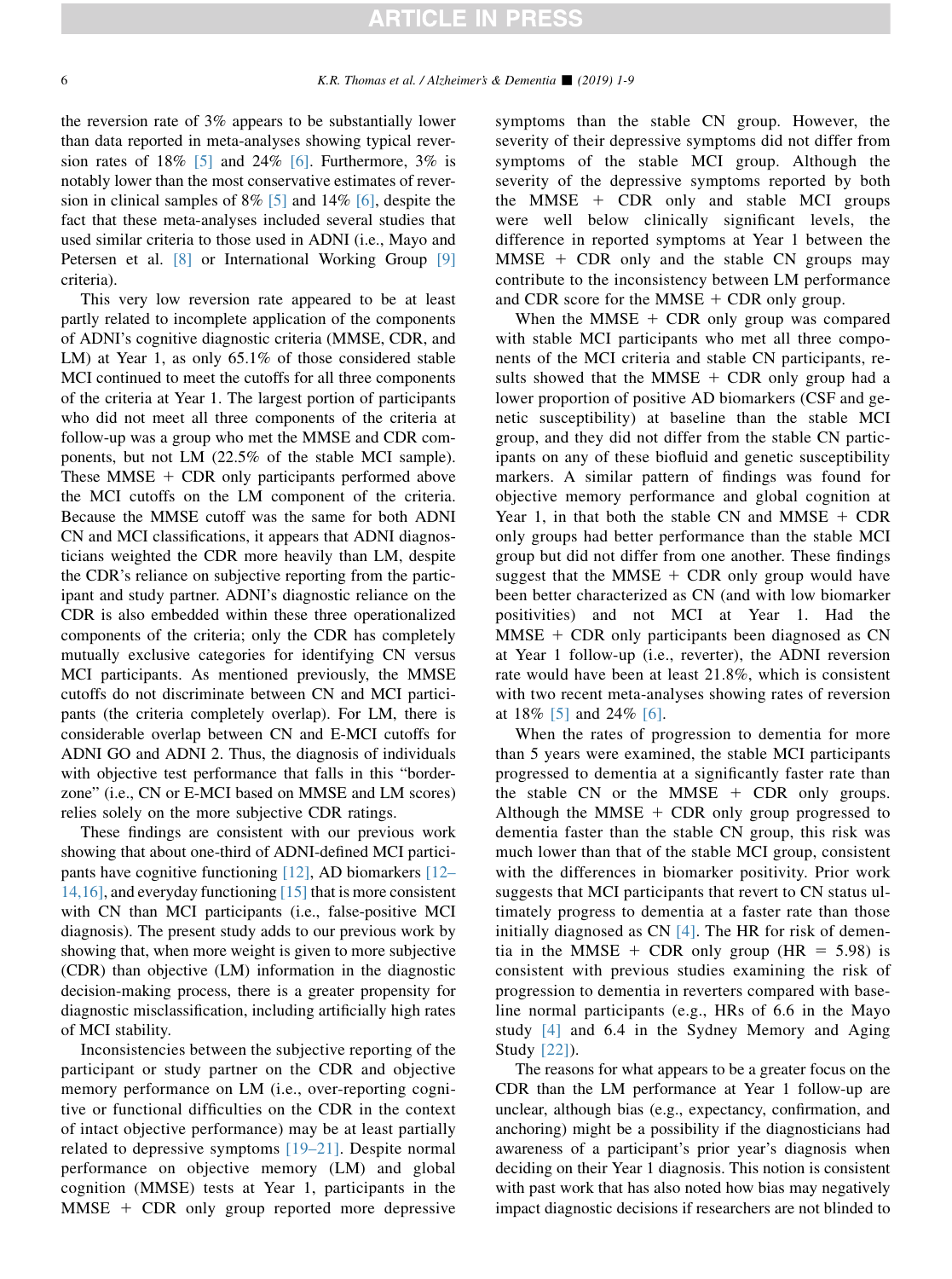the reversion rate of 3% appears to be substantially lower than data reported in meta-analyses showing typical reversion rates of 18% [5] and 24% [6]. Furthermore, 3% is notably lower than the most conservative estimates of reversion in clinical samples of 8% [5] and 14% [6], despite the fact that these meta-analyses included several studies that used similar criteria to those used in ADNI (i.e., Mayo and Petersen et al. [8] or International Working Group [9] criteria).

This very low reversion rate appeared to be at least partly related to incomplete application of the components of ADNI's cognitive diagnostic criteria (MMSE, CDR, and LM) at Year 1, as only 65.1% of those considered stable MCI continued to meet the cutoffs for all three components of the criteria at Year 1. The largest portion of participants who did not meet all three components of the criteria at follow-up was a group who met the MMSE and CDR components, but not LM (22.5% of the stable MCI sample). These MMSE + CDR only participants performed above the MCI cutoffs on the LM component of the criteria. Because the MMSE cutoff was the same for both ADNI CN and MCI classifications, it appears that ADNI diagnosticians weighted the CDR more heavily than LM, despite the CDR's reliance on subjective reporting from the participant and study partner. ADNI's diagnostic reliance on the CDR is also embedded within these three operationalized components of the criteria; only the CDR has completely mutually exclusive categories for identifying CN versus MCI participants. As mentioned previously, the MMSE cutoffs do not discriminate between CN and MCI participants (the criteria completely overlap). For LM, there is considerable overlap between CN and E-MCI cutoffs for ADNI GO and ADNI 2. Thus, the diagnosis of individuals with objective test performance that falls in this "borderzone" (i.e., CN or E-MCI based on MMSE and LM scores) relies solely on the more subjective CDR ratings.

These findings are consistent with our previous work showing that about one-third of ADNI-defined MCI participants have cognitive functioning [12], AD biomarkers [12–14,16], and everyday functioning [15] that is more consistent with CN than MCI participants (i.e., false-positive MCI diagnosis). The present study adds to our previous work by showing that, when more weight is given to more subjective (CDR) than objective (LM) information in the diagnostic decision-making process, there is a greater propensity for diagnostic misclassification, including artificially high rates of MCI stability.

Inconsistencies between the subjective reporting of the participant or study partner on the CDR and objective memory performance on LM (i.e., over-reporting cognitive or functional difficulties on the CDR in the context of intact objective performance) may be at least partially related to depressive symptoms [19–21]. Despite normal performance on objective memory (LM) and global cognition (MMSE) tests at Year 1, participants in the MMSE + CDR only group reported more depressive symptoms than the stable CN group. However, the severity of their depressive symptoms did not differ from symptoms of the stable MCI group. Although the severity of the depressive symptoms reported by both the MMSE + CDR only and stable MCI groups were well below clinically significant levels, the difference in reported symptoms at Year 1 between the MMSE + CDR only and the stable CN groups may contribute to the inconsistency between LM performance and CDR score for the MMSE + CDR only group.

When the MMSE + CDR only group was compared with stable MCI participants who met all three components of the MCI criteria and stable CN participants, results showed that the MMSE + CDR only group had a lower proportion of positive AD biomarkers (CSF and genetic susceptibility) at baseline than the stable MCI group, and they did not differ from the stable CN participants on any of these biofluid and genetic susceptibility markers. A similar pattern of findings was found for objective memory performance and global cognition at Year 1, in that both the stable CN and MMSE + CDR only groups had better performance than the stable MCI group but did not differ from one another. These findings suggest that the MMSE + CDR only group would have been better characterized as CN (and with low biomarker positivities) and not MCI at Year 1. Had the MMSE + CDR only participants been diagnosed as CN at Year 1 follow-up (i.e., reverter), the ADNI reversion rate would have been at least 21.8%, which is consistent with two recent meta-analyses showing rates of reversion at 18% [5] and 24% [6].

When the rates of progression to dementia for more than 5 years were examined, the stable MCI participants progressed to dementia at a significantly faster rate than the stable CN or the MMSE + CDR only groups. Although the MMSE + CDR only group progressed to dementia faster than the stable CN group, this risk was much lower than that of the stable MCI group, consistent with the differences in biomarker positivity. Prior work suggests that MCI participants that revert to CN status ultimately progress to dementia at a faster rate than those initially diagnosed as CN [4]. The HR for risk of dementia in the MMSE + CDR only group (HR = 5.98) is consistent with previous studies examining the risk of progression to dementia in reverters compared with baseline normal participants (e.g., HRs of 6.6 in the Mayo study [4] and 6.4 in the Sydney Memory and Aging Study [22]).

The reasons for what appears to be a greater focus on the CDR than the LM performance at Year 1 follow-up are unclear, although bias (e.g., expectancy, confirmation, and anchoring) might be a possibility if the diagnosticians had awareness of a participant's prior year's diagnosis when deciding on their Year 1 diagnosis. This notion is consistent with past work that has also noted how bias may negatively impact diagnostic decisions if researchers are not blinded to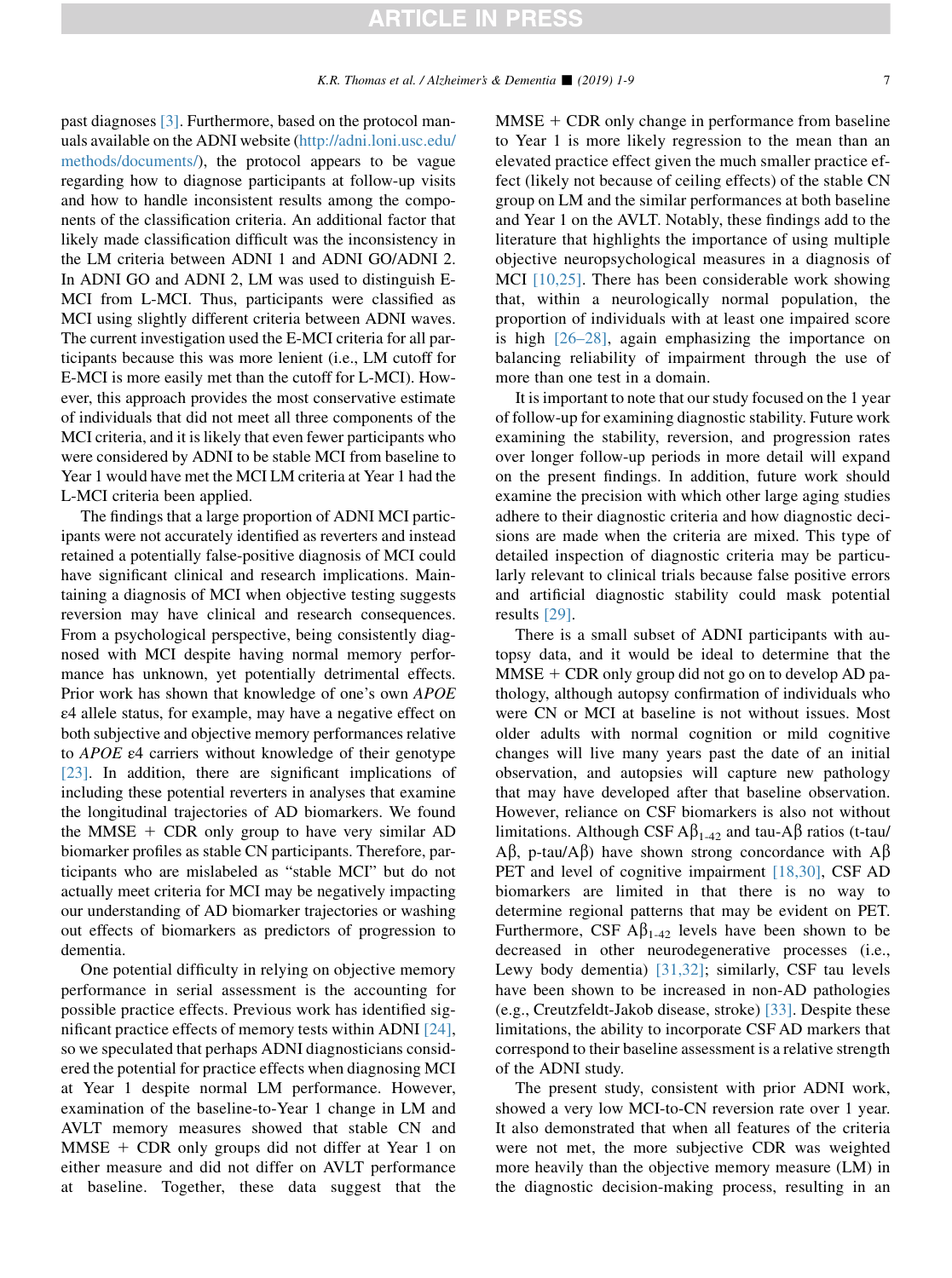past diagnoses [3]. Furthermore, based on the protocol manuals available on the ADNI website (http://adni.loni.usc.edu/methods/documents/), the protocol appears to be vague regarding how to diagnose participants at follow-up visits and how to handle inconsistent results among the components of the classification criteria. An additional factor that likely made classification difficult was the inconsistency in the LM criteria between ADNI 1 and ADNI GO/ADNI 2. In ADNI GO and ADNI 2, LM was used to distinguish E-MCI from L-MCI. Thus, participants were classified as MCI using slightly different criteria between ADNI waves. The current investigation used the E-MCI criteria for all participants because this was more lenient (i.e., LM cutoff for E-MCI is more easily met than the cutoff for L-MCI). However, this approach provides the most conservative estimate of individuals that did not meet all three components of the MCI criteria, and it is likely that even fewer participants who were considered by ADNI to be stable MCI from baseline to Year 1 would have met the MCI LM criteria at Year 1 had the L-MCI criteria been applied.

The findings that a large proportion of ADNI MCI participants were not accurately identified as reverters and instead retained a potentially false-positive diagnosis of MCI could have significant clinical and research implications. Maintaining a diagnosis of MCI when objective testing suggests reversion may have clinical and research consequences. From a psychological perspective, being consistently diagnosed with MCI despite having normal memory performance has unknown, yet potentially detrimental effects. Prior work has shown that knowledge of one's own *APOE* ε4 allele status, for example, may have a negative effect on both subjective and objective memory performances relative to *APOE* ε4 carriers without knowledge of their genotype [23]. In addition, there are significant implications of including these potential reverters in analyses that examine the longitudinal trajectories of AD biomarkers. We found the MMSE + CDR only group to have very similar AD biomarker profiles as stable CN participants. Therefore, participants who are mislabeled as "stable MCI" but do not actually meet criteria for MCI may be negatively impacting our understanding of AD biomarker trajectories or washing out effects of biomarkers as predictors of progression to dementia.

One potential difficulty in relying on objective memory performance in serial assessment is the accounting for possible practice effects. Previous work has identified significant practice effects of memory tests within ADNI [24], so we speculated that perhaps ADNI diagnosticians considered the potential for practice effects when diagnosing MCI at Year 1 despite normal LM performance. However, examination of the baseline-to-Year 1 change in LM and AVLT memory measures showed that stable CN and MMSE + CDR only groups did not differ at Year 1 on either measure and did not differ on AVLT performance at baseline. Together, these data suggest that the MMSE + CDR only change in performance from baseline to Year 1 is more likely regression to the mean than an elevated practice effect given the much smaller practice effect (likely not because of ceiling effects) of the stable CN group on LM and the similar performances at both baseline and Year 1 on the AVLT. Notably, these findings add to the literature that highlights the importance of using multiple objective neuropsychological measures in a diagnosis of MCI [10,25]. There has been considerable work showing that, within a neurologically normal population, the proportion of individuals with at least one impaired score is high [26–28], again emphasizing the importance on balancing reliability of impairment through the use of more than one test in a domain.

It is important to note that our study focused on the 1 year of follow-up for examining diagnostic stability. Future work examining the stability, reversion, and progression rates over longer follow-up periods in more detail will expand on the present findings. In addition, future work should examine the precision with which other large aging studies adhere to their diagnostic criteria and how diagnostic decisions are made when the criteria are mixed. This type of detailed inspection of diagnostic criteria may be particularly relevant to clinical trials because false positive errors and artificial diagnostic stability could mask potential results [29].

There is a small subset of ADNI participants with autopsy data, and it would be ideal to determine that the MMSE + CDR only group did not go on to develop AD pathology, although autopsy confirmation of individuals who were CN or MCI at baseline is not without issues. Most older adults with normal cognition or mild cognitive changes will live many years past the date of an initial observation, and autopsies will capture new pathology that may have developed after that baseline observation. However, reliance on CSF biomarkers is also not without limitations. Although CSF $A\beta_{1\text{-}42}$ and tau-Aβ ratios (t-tau/Aβ, p-tau/Aβ) have shown strong concordance with Aβ PET and level of cognitive impairment [18,30], CSF AD biomarkers are limited in that there is no way to determine regional patterns that may be evident on PET. Furthermore, CSF $A\beta_{1\text{-}42}$ levels have been shown to be decreased in other neurodegenerative processes (i.e., Lewy body dementia) [31,32]; similarly, CSF tau levels have been shown to be increased in non-AD pathologies (e.g., Creutzfeldt-Jakob disease, stroke) [33]. Despite these limitations, the ability to incorporate CSF AD markers that correspond to their baseline assessment is a relative strength of the ADNI study.

The present study, consistent with prior ADNI work, showed a very low MCI-to-CN reversion rate over 1 year. It also demonstrated that when all features of the criteria were not met, the more subjective CDR was weighted more heavily than the objective memory measure (LM) in the diagnostic decision-making process, resulting in an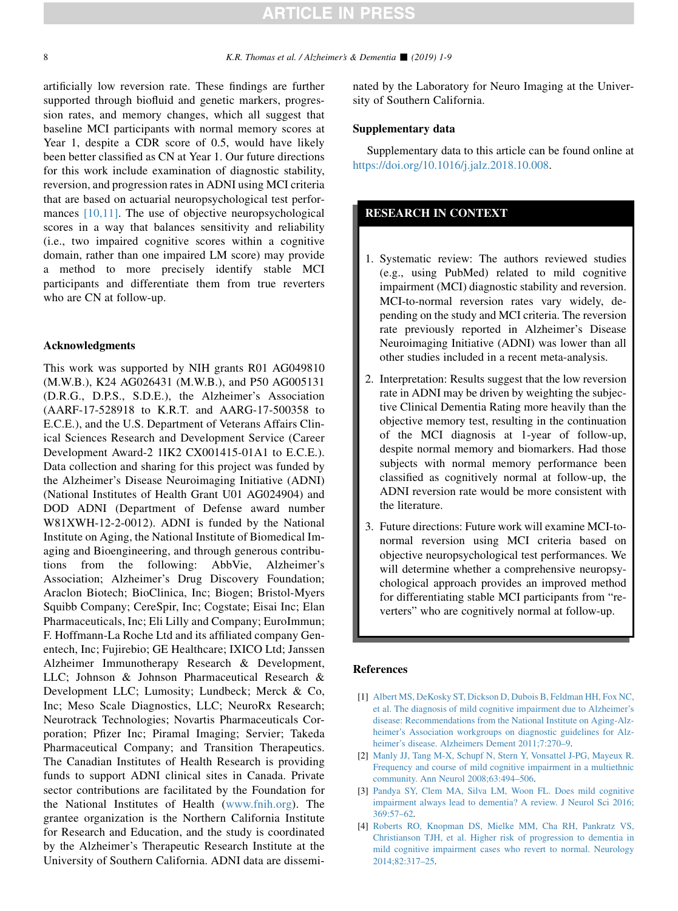artificially low reversion rate. These findings are further supported through biofluid and genetic markers, progression rates, and memory changes, which all suggest that baseline MCI participants with normal memory scores at Year 1, despite a CDR score of 0.5, would have likely been better classified as CN at Year 1. Our future directions for this work include examination of diagnostic stability, reversion, and progression rates in ADNI using MCI criteria that are based on actuarial neuropsychological test performances [10,11]. The use of objective neuropsychological scores in a way that balances sensitivity and reliability (i.e., two impaired cognitive scores within a cognitive domain, rather than one impaired LM score) may provide a method to more precisely identify stable MCI participants and differentiate them from true reverters who are CN at follow-up.

## Acknowledgments

This work was supported by NIH grants R01 AG049810 (M.W.B.), K24 AG026431 (M.W.B.), and P50 AG005131 (D.R.G., D.P.S., S.D.E.), the Alzheimer's Association (AARF-17-528918 to K.R.T. and AARG-17-500358 to E.C.E.), and the U.S. Department of Veterans Affairs Clinical Sciences Research and Development Service (Career Development Award-2 1IK2 CX001415-01A1 to E.C.E.). Data collection and sharing for this project was funded by the Alzheimer's Disease Neuroimaging Initiative (ADNI) (National Institutes of Health Grant U01 AG024904) and DOD ADNI (Department of Defense award number W81XWH-12-2-0012). ADNI is funded by the National Institute on Aging, the National Institute of Biomedical Imaging and Bioengineering, and through generous contributions from the following: AbbVie, Alzheimer's Association; Alzheimer's Drug Discovery Foundation; Araclon Biotech; BioClinica, Inc; Biogen; Bristol-Myers Squibb Company; CereSpir, Inc; Cogstate; Eisai Inc; Elan Pharmaceuticals, Inc; Eli Lilly and Company; EuroImmun; F. Hoffmann-La Roche Ltd and its affiliated company Genentech, Inc; Fujirebio; GE Healthcare; IXICO Ltd; Janssen Alzheimer Immunotherapy Research & Development, LLC; Johnson & Johnson Pharmaceutical Research & Development LLC; Lumosity; Lundbeck; Merck & Co, Inc; Meso Scale Diagnostics, LLC; NeuroRx Research; Neurotrack Technologies; Novartis Pharmaceuticals Corporation; Pfizer Inc; Piramal Imaging; Servier; Takeda Pharmaceutical Company; and Transition Therapeutics. The Canadian Institutes of Health Research is providing funds to support ADNI clinical sites in Canada. Private sector contributions are facilitated by the Foundation for the National Institutes of Health (www.fnih.org). The grantee organization is the Northern California Institute for Research and Education, and the study is coordinated by the Alzheimer's Therapeutic Research Institute at the University of Southern California. ADNI data are disseminated by the Laboratory for Neuro Imaging at the University of Southern California.

## Supplementary data

Supplementary data to this article can be found online at https://doi.org/10.1016/j.jalz.2018.10.008.

## RESEARCH IN CONTEXT

1. Systematic review: The authors reviewed studies (e.g., using PubMed) related to mild cognitive impairment (MCI) diagnostic stability and reversion. MCI-to-normal reversion rates vary widely, depending on the study and MCI criteria. The reversion rate previously reported in Alzheimer's Disease Neuroimaging Initiative (ADNI) was lower than all other studies included in a recent meta-analysis.
2. Interpretation: Results suggest that the low reversion rate in ADNI may be driven by weighting the subjective Clinical Dementia Rating more heavily than the objective memory test, resulting in the continuation of the MCI diagnosis at 1-year of follow-up, despite normal memory and biomarkers. Had those subjects with normal memory performance been classified as cognitively normal at follow-up, the ADNI reversion rate would be more consistent with the literature.
3. Future directions: Future work will examine MCI-to-normal reversion using MCI criteria based on objective neuropsychological test performances. We will determine whether a comprehensive neuropsychological approach provides an improved method for differentiating stable MCI participants from "reverters" who are cognitively normal at follow-up.

## References

[1] Albert MS, DeKosky ST, Dickson D, Dubois B, Feldman HH, Fox NC, et al. The diagnosis of mild cognitive impairment due to Alzheimer's disease: Recommendations from the National Institute on Aging-Alzheimer's Association workgroups on diagnostic guidelines for Alzheimer's disease. Alzheimers Dement 2011;7:270–9.

[2] Manly JJ, Tang M-X, Schupf N, Stern Y, Vonsattel J-PG, Mayeux R. Frequency and course of mild cognitive impairment in a multiethnic community. Ann Neurol 2008;63:494–506.

[3] Pandya SY, Clem MA, Silva LM, Woon FL. Does mild cognitive impairment always lead to dementia? A review. J Neurol Sci 2016;369:57–62.

[4] Roberts RO, Knopman DS, Mielke MM, Cha RH, Pankratz VS, Christianson TJH, et al. Higher risk of progression to dementia in mild cognitive impairment cases who revert to normal. Neurology 2014;82:317–25.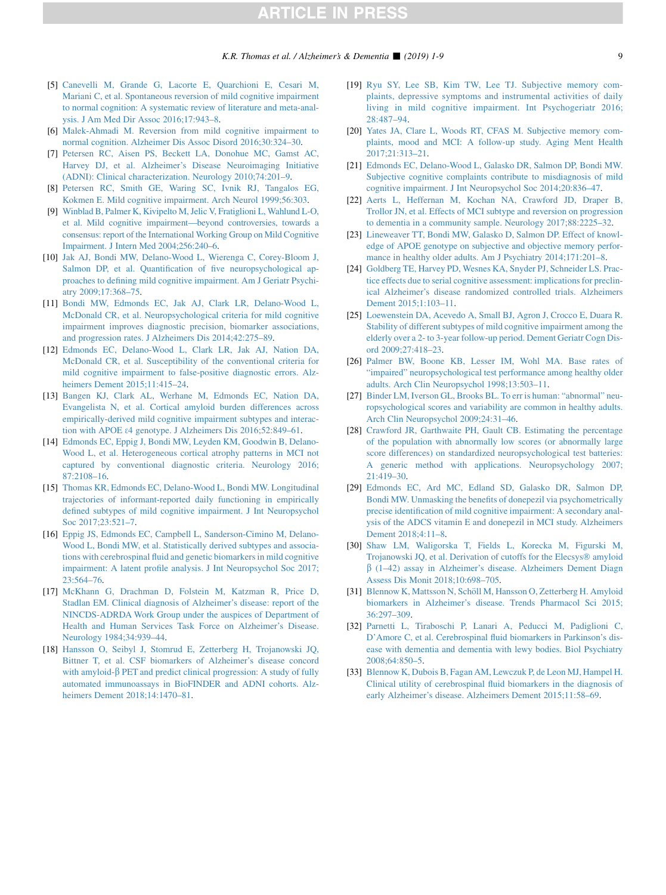[5] Canevelli M, Grande G, Lacorte E, Quarchioni E, Cesari M, Mariani C, et al. Spontaneous reversion of mild cognitive impairment to normal cognition: A systematic review of literature and meta-analysis. J Am Med Dir Assoc 2016;17:943–8.

[6] Malek-Ahmadi M. Reversion from mild cognitive impairment to normal cognition. Alzheimer Dis Assoc Disord 2016;30:324–30.

[7] Petersen RC, Aisen PS, Beckett LA, Donohue MC, Gamst AC, Harvey DJ, et al. Alzheimer's Disease Neuroimaging Initiative (ADNI): Clinical characterization. Neurology 2010;74:201–9.

[8] Petersen RC, Smith GE, Waring SC, Ivnik RJ, Tangalos EG, Kokmen E. Mild cognitive impairment. Arch Neurol 1999;56:303.

[9] Winblad B, Palmer K, Kivipelto M, Jelic V, Fratiglioni L, Wahlund L-O, et al. Mild cognitive impairment—beyond controversies, towards a consensus: report of the International Working Group on Mild Cognitive Impairment. J Intern Med 2004;256:240–6.

[10] Jak AJ, Bondi MW, Delano-Wood L, Wierenga C, Corey-Bloom J, Salmon DP, et al. Quantification of five neuropsychological approaches to defining mild cognitive impairment. Am J Geriatr Psychiatry 2009;17:368–75.

[11] Bondi MW, Edmonds EC, Jak AJ, Clark LR, Delano-Wood L, McDonald CR, et al. Neuropsychological criteria for mild cognitive impairment improves diagnostic precision, biomarker associations, and progression rates. J Alzheimers Dis 2014;42:275–89.

[12] Edmonds EC, Delano-Wood L, Clark LR, Jak AJ, Nation DA, McDonald CR, et al. Susceptibility of the conventional criteria for mild cognitive impairment to false-positive diagnostic errors. Alzheimers Dement 2015;11:415–24.

[13] Bangen KJ, Clark AL, Werhane M, Edmonds EC, Nation DA, Evangelista N, et al. Cortical amyloid burden differences across empirically-derived mild cognitive impairment subtypes and interaction with APOE ε4 genotype. J Alzheimers Dis 2016;52:849–61.

[14] Edmonds EC, Eppig J, Bondi MW, Leyden KM, Goodwin B, Delano-Wood L, et al. Heterogeneous cortical atrophy patterns in MCI not captured by conventional diagnostic criteria. Neurology 2016;87:2108–16.

[15] Thomas KR, Edmonds EC, Delano-Wood L, Bondi MW. Longitudinal trajectories of informant-reported daily functioning in empirically defined subtypes of mild cognitive impairment. J Int Neuropsychol Soc 2017;23:521–7.

[16] Eppig JS, Edmonds EC, Campbell L, Sanderson-Cimino M, Delano-Wood L, Bondi MW, et al. Statistically derived subtypes and associations with cerebrospinal fluid and genetic biomarkers in mild cognitive impairment: A latent profile analysis. J Int Neuropsychol Soc 2017;23:564–76.

[17] McKhann G, Drachman D, Folstein M, Katzman R, Price D, Stadlan EM. Clinical diagnosis of Alzheimer's disease: report of the NINCDS-ADRDA Work Group under the auspices of Department of Health and Human Services Task Force on Alzheimer's Disease. Neurology 1984;34:939–44.

[18] Hansson O, Seibyl J, Stomrud E, Zetterberg H, Trojanowski JQ, Bittner T, et al. CSF biomarkers of Alzheimer's disease concord with amyloid-β PET and predict clinical progression: A study of fully automated immunoassays in BioFINDER and ADNI cohorts. Alzheimers Dement 2018;14:1470–81.

[19] Ryu SY, Lee SB, Kim TW, Lee TJ. Subjective memory complaints, depressive symptoms and instrumental activities of daily living in mild cognitive impairment. Int Psychogeriatr 2016;28:487–94.

[20] Yates JA, Clare L, Woods RT, CFAS M. Subjective memory complaints, mood and MCI: A follow-up study. Aging Ment Health 2017;21:313–21.

[21] Edmonds EC, Delano-Wood L, Galasko DR, Salmon DP, Bondi MW. Subjective cognitive complaints contribute to misdiagnosis of mild cognitive impairment. J Int Neuropsychol Soc 2014;20:836–47.

[22] Aerts L, Heffernan M, Kochan NA, Crawford JD, Draper B, Trollor JN, et al. Effects of MCI subtype and reversion on progression to dementia in a community sample. Neurology 2017;88:2225–32.

[23] Lineweaver TT, Bondi MW, Galasko D, Salmon DP. Effect of knowledge of APOE genotype on subjective and objective memory performance in healthy older adults. Am J Psychiatry 2014;171:201–8.

[24] Goldberg TE, Harvey PD, Wesnes KA, Snyder PJ, Schneider LS. Practice effects due to serial cognitive assessment: implications for preclinical Alzheimer's disease randomized controlled trials. Alzheimers Dement 2015;1:103–11.

[25] Loewenstein DA, Acevedo A, Small BJ, Agron J, Crocco E, Duara R. Stability of different subtypes of mild cognitive impairment among the elderly over a 2- to 3-year follow-up period. Dement Geriatr Cogn Disord 2009;27:418–23.

[26] Palmer BW, Boone KB, Lesser IM, Wohl MA. Base rates of "impaired" neuropsychological test performance among healthy older adults. Arch Clin Neuropsychol 1998;13:503–11.

[27] Binder LM, Iverson GL, Brooks BL. To err is human: "abnormal" neuropsychological scores and variability are common in healthy adults. Arch Clin Neuropsychol 2009;24:31–46.

[28] Crawford JR, Garthwaite PH, Gault CB. Estimating the percentage of the population with abnormally low scores (or abnormally large score differences) on standardized neuropsychological test batteries: A generic method with applications. Neuropsychology 2007;21:419–30.

[29] Edmonds EC, Ard MC, Edland SD, Galasko DR, Salmon DP, Bondi MW. Unmasking the benefits of donepezil via psychometrically precise identification of mild cognitive impairment: A secondary analysis of the ADCS vitamin E and donepezil in MCI study. Alzheimers Dement 2018;4:11–8.

[30] Shaw LM, Waligorska T, Fields L, Korecka M, Figurski M, Trojanowski JQ, et al. Derivation of cutoffs for the Elecsys® amyloid β (1–42) assay in Alzheimer's disease. Alzheimers Dement Diagn Assess Dis Monit 2018;10:698–705.

[31] Blennow K, Mattsson N, Schöll M, Hansson O, Zetterberg H. Amyloid biomarkers in Alzheimer's disease. Trends Pharmacol Sci 2015;36:297–309.

[32] Parnetti L, Tiraboschi P, Lanari A, Peducci M, Padiglioni C, D'Amore C, et al. Cerebrospinal fluid biomarkers in Parkinson's disease with dementia and dementia with lewy bodies. Biol Psychiatry 2008;64:850–5.

[33] Blennow K, Dubois B, Fagan AM, Lewczuk P, de Leon MJ, Hampel H. Clinical utility of cerebrospinal fluid biomarkers in the diagnosis of early Alzheimer's disease. Alzheimers Dement 2015;11:58–69.